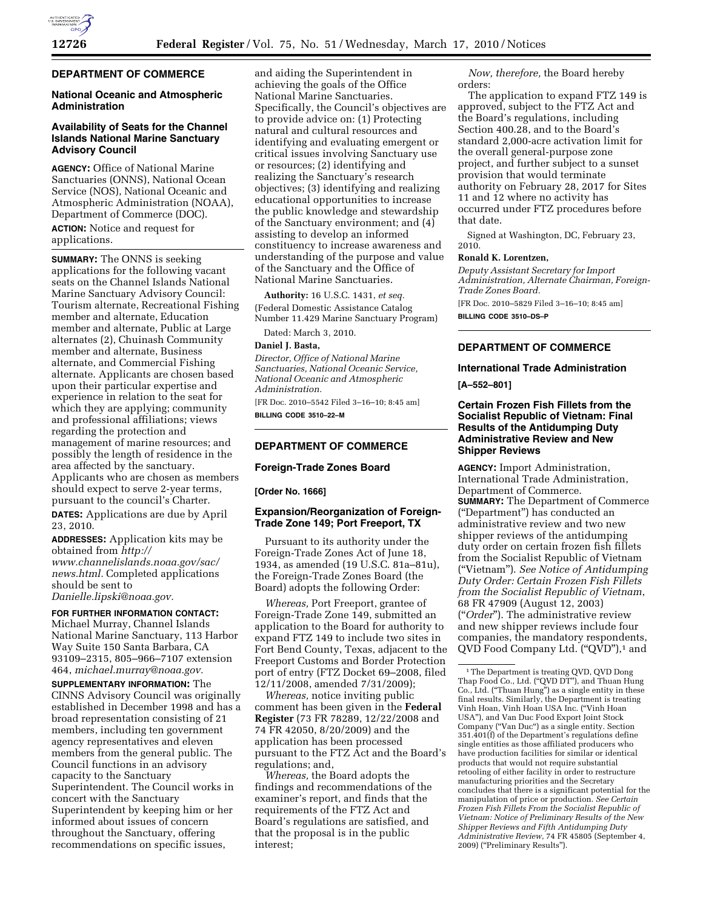## DEPARTMENT OF COMMERCE

### National Oceanic and Atmospheric Administration

### Availability of Seats for the Channel Islands National Marine Sanctuary Advisory Council

**AGENCY:** Office of National Marine Sanctuaries (ONNS), National Ocean Service (NOS), National Oceanic and Atmospheric Administration (NOAA), Department of Commerce (DOC).

**ACTION:** Notice and request for applications.

**SUMMARY:** The ONNS is seeking applications for the following vacant seats on the Channel Islands National Marine Sanctuary Advisory Council: Tourism alternate, Recreational Fishing member and alternate, Education member and alternate, Public at Large alternates (2), Chuinash Community member and alternate, Business alternate, and Commercial Fishing alternate. Applicants are chosen based upon their particular expertise and experience in relation to the seat for which they are applying; community and professional affiliations; views regarding the protection and management of marine resources; and possibly the length of residence in the area affected by the sanctuary. Applicants who are chosen as members should expect to serve 2-year terms, pursuant to the council's Charter.

**DATES:** Applications are due by April 23, 2010.

**ADDRESSES:** Application kits may be obtained from *http://www.channelislands.noaa.gov/sac/news.html.* Completed applications should be sent to *Danielle.lipski@noaa.gov.*

**FOR FURTHER INFORMATION CONTACT:** Michael Murray, Channel Islands National Marine Sanctuary, 113 Harbor Way Suite 150 Santa Barbara, CA 93109–2315, 805–966–7107 extension 464, *michael.murray@noaa.gov.*

**SUPPLEMENTARY INFORMATION:** The CINNS Advisory Council was originally established in December 1998 and has a broad representation consisting of 21 members, including ten government agency representatives and eleven members from the general public. The Council functions in an advisory capacity to the Sanctuary Superintendent. The Council works in concert with the Sanctuary Superintendent by keeping him or her informed about issues of concern throughout the Sanctuary, offering recommendations on specific issues, and aiding the Superintendent in achieving the goals of the Office National Marine Sanctuaries. Specifically, the Council's objectives are to provide advice on: (1) Protecting natural and cultural resources and identifying and evaluating emergent or critical issues involving Sanctuary use or resources; (2) identifying and realizing the Sanctuary's research objectives; (3) identifying and realizing educational opportunities to increase the public knowledge and stewardship of the Sanctuary environment; and (4) assisting to develop an informed constituency to increase awareness and understanding of the purpose and value of the Sanctuary and the Office of National Marine Sanctuaries.

**Authority:** 16 U.S.C. 1431, *et seq.*

(Federal Domestic Assistance Catalog Number 11.429 Marine Sanctuary Program)

Dated: March 3, 2010.

**Daniel J. Basta,**

*Director, Office of National Marine Sanctuaries, National Oceanic Service, National Oceanic and Atmospheric Administration.*

[FR Doc. 2010–5542 Filed 3–16–10; 8:45 am]

**BILLING CODE 3510–22–M**

## DEPARTMENT OF COMMERCE

### Foreign-Trade Zones Board

**[Order No. 1666]**

### Expansion/Reorganization of Foreign-Trade Zone 149; Port Freeport, TX

Pursuant to its authority under the Foreign-Trade Zones Act of June 18, 1934, as amended (19 U.S.C. 81a–81u), the Foreign-Trade Zones Board (the Board) adopts the following Order:

*Whereas,* Port Freeport, grantee of Foreign-Trade Zone 149, submitted an application to the Board for authority to expand FTZ 149 to include two sites in Fort Bend County, Texas, adjacent to the Freeport Customs and Border Protection port of entry (FTZ Docket 69–2008, filed 12/11/2008, amended 7/31/2009);

*Whereas,* notice inviting public comment has been given in the **Federal Register** (73 FR 78289, 12/22/2008 and 74 FR 42050, 8/20/2009) and the application has been processed pursuant to the FTZ Act and the Board's regulations; and,

*Whereas,* the Board adopts the findings and recommendations of the examiner's report, and finds that the requirements of the FTZ Act and Board's regulations are satisfied, and that the proposal is in the public interest;

*Now, therefore,* the Board hereby orders:

The application to expand FTZ 149 is approved, subject to the FTZ Act and the Board's regulations, including Section 400.28, and to the Board's standard 2,000-acre activation limit for the overall general-purpose zone project, and further subject to a sunset provision that would terminate authority on February 28, 2017 for Sites 11 and 12 where no activity has occurred under FTZ procedures before that date.

Signed at Washington, DC, February 23, 2010.

**Ronald K. Lorentzen,**

*Deputy Assistant Secretary for Import Administration, Alternate Chairman, Foreign-Trade Zones Board.*

[FR Doc. 2010–5829 Filed 3–16–10; 8:45 am]

**BILLING CODE 3510–DS–P**

## DEPARTMENT OF COMMERCE

### International Trade Administration

**[A–552–801]**

### Certain Frozen Fish Fillets from the Socialist Republic of Vietnam: Final Results of the Antidumping Duty Administrative Review and New Shipper Reviews

**AGENCY:** Import Administration, International Trade Administration, Department of Commerce.

**SUMMARY:** The Department of Commerce ("Department") has conducted an administrative review and two new shipper reviews of the antidumping duty order on certain frozen fish fillets from the Socialist Republic of Vietnam ("Vietnam"). *See Notice of Antidumping Duty Order: Certain Frozen Fish Fillets from the Socialist Republic of Vietnam*, 68 FR 47909 (August 12, 2003) ("*Order*"). The administrative review and new shipper reviews include four companies, the mandatory respondents, QVD Food Company Ltd. ("QVD"),[1] and

[1] The Department is treating QVD, QVD Dong Thap Food Co., Ltd. ("QVD DT"), and Thuan Hung Co., Ltd. ("Thuan Hung") as a single entity in these final results. Similarly, the Department is treating Vinh Hoan, Vinh Hoan USA Inc. ("Vinh Hoan USA"), and Van Duc Food Export Joint Stock Company ("Van Duc") as a single entity. Section 351.401(f) of the Department's regulations define single entities as those affiliated producers who have production facilities for similar or identical products that would not require substantial retooling of either facility in order to restructure manufacturing priorities and the Secretary concludes that there is a significant potential for the manipulation of price or production. *See Certain Frozen Fish Fillets From the Socialist Republic of Vietnam: Notice of Preliminary Results of the New Shipper Reviews and Fifth Antidumping Duty Administrative Review*, 74 FR 45805 (September 4, 2009) ("Preliminary Results").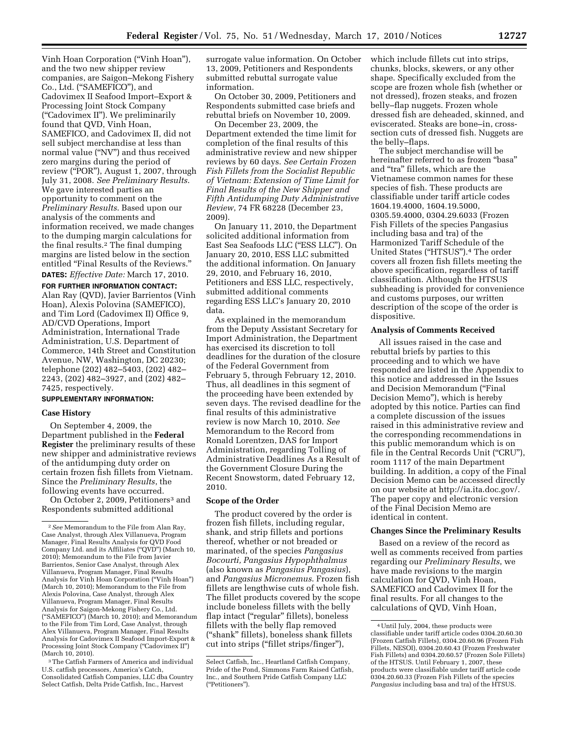Vinh Hoan Corporation ("Vinh Hoan"), and the two new shipper review companies, are Saigon–Mekong Fishery Co., Ltd. ("SAMEFICO"), and Cadovimex II Seafood Import–Export & Processing Joint Stock Company ("Cadovimex II"). We preliminarily found that QVD, Vinh Hoan, SAMEFICO, and Cadovimex II, did not sell subject merchandise at less than normal value ("NV") and thus received zero margins during the period of review ("POR"), August 1, 2007, through July 31, 2008. *See Preliminary Results*. We gave interested parties an opportunity to comment on the *Preliminary Results*. Based upon our analysis of the comments and information received, we made changes to the dumping margin calculations for the final results.[2] The final dumping margins are listed below in the section entitled "Final Results of the Reviews."

**DATES:** *Effective Date:* March 17, 2010.

**FOR FURTHER INFORMATION CONTACT:** Alan Ray (QVD), Javier Barrientos (Vinh Hoan), Alexis Polovina (SAMEFICO), and Tim Lord (Cadovimex II) Office 9, AD/CVD Operations, Import Administration, International Trade Administration, U.S. Department of Commerce, 14th Street and Constitution Avenue, NW, Washington, DC 20230; telephone (202) 482–5403, (202) 482–2243, (202) 482–3927, and (202) 482–7425, respectively.

**SUPPLEMENTARY INFORMATION:**

## Case History

On September 4, 2009, the Department published in the **Federal Register** the preliminary results of these new shipper and administrative reviews of the antidumping duty order on certain frozen fish fillets from Vietnam. Since the *Preliminary Results*, the following events have occurred.

On October 2, 2009, Petitioners[3] and Respondents submitted additional surrogate value information. On October 13, 2009, Petitioners and Respondents submitted rebuttal surrogate value information.

On October 30, 2009, Petitioners and Respondents submitted case briefs and rebuttal briefs on November 10, 2009.

On December 23, 2009, the Department extended the time limit for completion of the final results of this administrative review and new shipper reviews by 60 days. *See Certain Frozen Fish Fillets from the Socialist Republic of Vietnam: Extension of Time Limit for Final Results of the New Shipper and Fifth Antidumping Duty Administrative Review*, 74 FR 68228 (December 23, 2009).

On January 11, 2010, the Department solicited additional information from East Sea Seafoods LLC ("ESS LLC"). On January 20, 2010, ESS LLC submitted the additional information. On January 29, 2010, and February 16, 2010, Petitioners and ESS LLC, respectively, submitted additional comments regarding ESS LLC's January 20, 2010 data.

As explained in the memorandum from the Deputy Assistant Secretary for Import Administration, the Department has exercised its discretion to toll deadlines for the duration of the closure of the Federal Government from February 5, through February 12, 2010. Thus, all deadlines in this segment of the proceeding have been extended by seven days. The revised deadline for the final results of this administrative review is now March 10, 2010. *See* Memorandum to the Record from Ronald Lorentzen, DAS for Import Administration, regarding Tolling of Administrative Deadlines As a Result of the Government Closure During the Recent Snowstorm, dated February 12, 2010.

## Scope of the Order

The product covered by the order is frozen fish fillets, including regular, shank, and strip fillets and portions thereof, whether or not breaded or marinated, of the species *Pangasius Bocourti, Pangasius Hypophthalmus* (also known as *Pangasius Pangasius*), and *Pangasius Micronemus*. Frozen fish fillets are lengthwise cuts of whole fish. The fillet products covered by the scope include boneless fillets with the belly flap intact ("regular" fillets), boneless fillets with the belly flap removed ("shank" fillets), boneless shank fillets cut into strips ("fillet strips/finger"), which include fillets cut into strips, chunks, blocks, skewers, or any other shape. Specifically excluded from the scope are frozen whole fish (whether or not dressed), frozen steaks, and frozen belly–flap nuggets. Frozen whole dressed fish are deheaded, skinned, and eviscerated. Steaks are bone–in, cross-section cuts of dressed fish. Nuggets are the belly–flaps.

The subject merchandise will be hereinafter referred to as frozen "basa" and "tra" fillets, which are the Vietnamese common names for these species of fish. These products are classifiable under tariff article codes 1604.19.4000, 1604.19.5000, 0305.59.4000, 0304.29.6033 (Frozen Fish Fillets of the species Pangasius including basa and tra) of the Harmonized Tariff Schedule of the United States ("HTSUS").[4] The order covers all frozen fish fillets meeting the above specification, regardless of tariff classification. Although the HTSUS subheading is provided for convenience and customs purposes, our written description of the scope of the order is dispositive.

## Analysis of Comments Received

All issues raised in the case and rebuttal briefs by parties to this proceeding and to which we have responded are listed in the Appendix to this notice and addressed in the Issues and Decision Memorandum ("Final Decision Memo"), which is hereby adopted by this notice. Parties can find a complete discussion of the issues raised in this administrative review and the corresponding recommendations in this public memorandum which is on file in the Central Records Unit ("CRU"), room 1117 of the main Department building. In addition, a copy of the Final Decision Memo can be accessed directly on our website at http://ia.ita.doc.gov/. The paper copy and electronic version of the Final Decision Memo are identical in content.

## Changes Since the Preliminary Results

Based on a review of the record as well as comments received from parties regarding our *Preliminary Results*, we have made revisions to the margin calculation for QVD, Vinh Hoan, SAMEFICO and Cadovimex II for the final results. For all changes to the calculations of QVD, Vinh Hoan,

---

[2] *See* Memorandum to the File from Alan Ray, Case Analyst, through Alex Villanueva, Program Manager, Final Results Analysis for QVD Food Company Ltd. and its Affiliates ("QVD") (March 10, 2010); Memorandum to the File from Javier Barrientos, Senior Case Analyst, through Alex Villanueva, Program Manager, Final Results Analysis for Vinh Hoan Corporation ("Vinh Hoan") (March 10, 2010); Memorandum to the File from Alexis Polovina, Case Analyst, through Alex Villanueva, Program Manager, Final Results Analysis for Saigon-Mekong Fishery Co., Ltd. ("SAMEFICO") (March 10, 2010); and Memorandum to the File from Tim Lord, Case Analyst, through Alex Villanueva, Program Manager, Final Results Analysis for Cadovimex II Seafood Import-Export & Processing Joint Stock Company ("Cadovimex II") (March 10, 2010).

[3] The Catfish Farmers of America and individual U.S. catfish processors, America's Catch, Consolidated Catfish Companies, LLC dba Country Select Catfish, Delta Pride Catfish, Inc., Harvest Select Catfish, Inc., Heartland Catfish Company, Pride of the Pond, Simmons Farm Raised Catfish, Inc., and Southern Pride Catfish Company LLC ("Petitioners").

[4] Until July, 2004, these products were classifiable under tariff article codes 0304.20.60.30 (Frozen Catfish Fillets), 0304.20.60.96 (Frozen Fish Fillets, NESOI), 0304.20.60.43 (Frozen Freshwater Fish Fillets) and 0304.20.60.57 (Frozen Sole Fillets) of the HTSUS. Until February 1, 2007, these products were classifiable under tariff article code 0304.20.60.33 (Frozen Fish Fillets of the species *Pangasius* including basa and tra) of the HTSUS.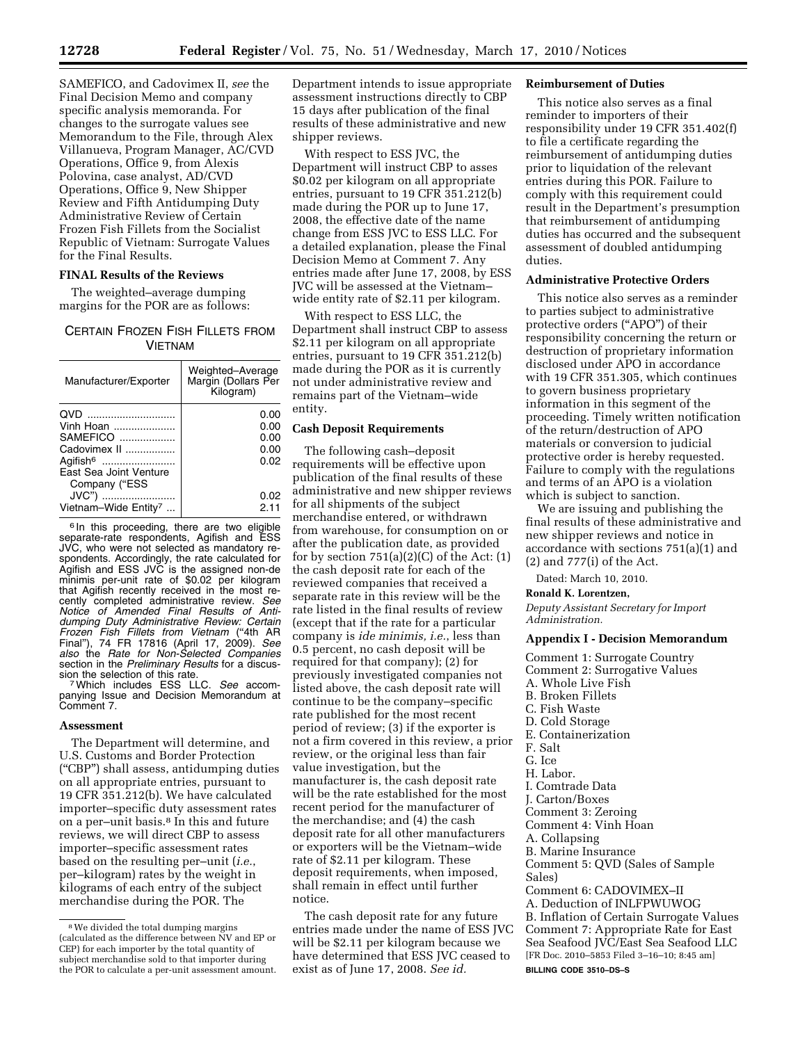SAMEFICO, and Cadovimex II, *see* the Final Decision Memo and company specific analysis memoranda. For changes to the surrogate values see Memorandum to the File, through Alex Villanueva, Program Manager, AC/CVD Operations, Office 9, from Alexis Polovina, case analyst, AD/CVD Operations, Office 9, New Shipper Review and Fifth Antidumping Duty Administrative Review of Certain Frozen Fish Fillets from the Socialist Republic of Vietnam: Surrogate Values for the Final Results.

**FINAL Results of the Reviews**

The weighted–average dumping margins for the POR are as follows:

CERTAIN FROZEN FISH FILLETS FROM VIETNAM

| Manufacturer/Exporter | Weighted–Average Margin (Dollars Per Kilogram) |
|---|---|
| QVD | 0.00 |
| Vinh Hoan | 0.00 |
| SAMEFICO | 0.00 |
| Cadovimex II | 0.00 |
| Agifish[6] | 0.02 |
| East Sea Joint Venture Company ("ESS JVC") | 0.02 |
| Vietnam–Wide Entity[7] | 2.11 |

[6] In this proceeding, there are two eligible separate-rate respondents, Agifish and ESS JVC, who were not selected as mandatory respondents. Accordingly, the rate calculated for Agifish and ESS JVC is the assigned non-de minimis per-unit rate of $0.02 per kilogram that Agifish recently received in the most recently completed administrative review. *See Notice of Amended Final Results of Antidumping Duty Administrative Review: Certain Frozen Fish Fillets from Vietnam* ("4th AR Final"), 74 FR 17816 (April 17, 2009). *See also* the *Rate for Non-Selected Companies* section in the *Preliminary Results* for a discussion the selection of this rate.

[7] Which includes ESS LLC. *See* accompanying Issue and Decision Memorandum at Comment 7.

**Assessment**

The Department will determine, and U.S. Customs and Border Protection ("CBP") shall assess, antidumping duties on all appropriate entries, pursuant to 19 CFR 351.212(b). We have calculated importer–specific duty assessment rates on a per–unit basis.[8] In this and future reviews, we will direct CBP to assess importer–specific assessment rates based on the resulting per–unit (*i.e.*, per–kilogram) rates by the weight in kilograms of each entry of the subject merchandise during the POR. The Department intends to issue appropriate assessment instructions directly to CBP 15 days after publication of the final results of these administrative and new shipper reviews.

[8] We divided the total dumping margins (calculated as the difference between NV and EP or CEP) for each importer by the total quantity of subject merchandise sold to that importer during the POR to calculate a per-unit assessment amount.

With respect to ESS JVC, the Department will instruct CBP to asses $0.02 per kilogram on all appropriate entries, pursuant to 19 CFR 351.212(b) made during the POR up to June 17, 2008, the effective date of the name change from ESS JVC to ESS LLC. For a detailed explanation, please the Final Decision Memo at Comment 7. Any entries made after June 17, 2008, by ESS JVC will be assessed at the Vietnam–wide entity rate of $2.11 per kilogram.

With respect to ESS LLC, the Department shall instruct CBP to assess $2.11 per kilogram on all appropriate entries, pursuant to 19 CFR 351.212(b) made during the POR as it is currently not under administrative review and remains part of the Vietnam–wide entity.

**Cash Deposit Requirements**

The following cash–deposit requirements will be effective upon publication of the final results of these administrative and new shipper reviews for all shipments of the subject merchandise entered, or withdrawn from warehouse, for consumption on or after the publication date, as provided for by section 751(a)(2)(C) of the Act: (1) the cash deposit rate for each of the reviewed companies that received a separate rate in this review will be the rate listed in the final results of review (except that if the rate for a particular company is *ide minimis, i.e*., less than 0.5 percent, no cash deposit will be required for that company); (2) for previously investigated companies not listed above, the cash deposit rate will continue to be the company–specific rate published for the most recent period of review; (3) if the exporter is not a firm covered in this review, a prior review, or the original less than fair value investigation, but the manufacturer is, the cash deposit rate will be the rate established for the most recent period for the manufacturer of the merchandise; and (4) the cash deposit rate for all other manufacturers or exporters will be the Vietnam–wide rate of $2.11 per kilogram. These deposit requirements, when imposed, shall remain in effect until further notice.

The cash deposit rate for any future entries made under the name of ESS JVC will be $2.11 per kilogram because we have determined that ESS JVC ceased to exist as of June 17, 2008. *See id.*

**Reimbursement of Duties**

This notice also serves as a final reminder to importers of their responsibility under 19 CFR 351.402(f) to file a certificate regarding the reimbursement of antidumping duties prior to liquidation of the relevant entries during this POR. Failure to comply with this requirement could result in the Department's presumption that reimbursement of antidumping duties has occurred and the subsequent assessment of doubled antidumping duties.

**Administrative Protective Orders**

This notice also serves as a reminder to parties subject to administrative protective orders ("APO") of their responsibility concerning the return or destruction of proprietary information disclosed under APO in accordance with 19 CFR 351.305, which continues to govern business proprietary information in this segment of the proceeding. Timely written notification of the return/destruction of APO materials or conversion to judicial protective order is hereby requested. Failure to comply with the regulations and terms of an APO is a violation which is subject to sanction.

We are issuing and publishing the final results of these administrative and new shipper reviews and notice in accordance with sections 751(a)(1) and (2) and 777(i) of the Act.

Dated: March 10, 2010.

**Ronald K. Lorentzen,**

*Deputy Assistant Secretary for Import Administration.*

**Appendix I - Decision Memorandum**

Comment 1: Surrogate Country
Comment 2: Surrogative Values
A. Whole Live Fish
B. Broken Fillets
C. Fish Waste
D. Cold Storage
E. Containerization
F. Salt
G. Ice
H. Labor.
I. Comtrade Data
J. Carton/Boxes
Comment 3: Zeroing
Comment 4: Vinh Hoan
A. Collapsing
B. Marine Insurance
Comment 5: QVD (Sales of Sample Sales)
Comment 6: CADOVIMEX–II
A. Deduction of INLFPWUWOG
B. Inflation of Certain Surrogate Values
Comment 7: Appropriate Rate for East Sea Seafood JVC/East Sea Seafood LLC

[FR Doc. 2010–5853 Filed 3–16–10; 8:45 am]

**BILLING CODE 3510–DS–S**